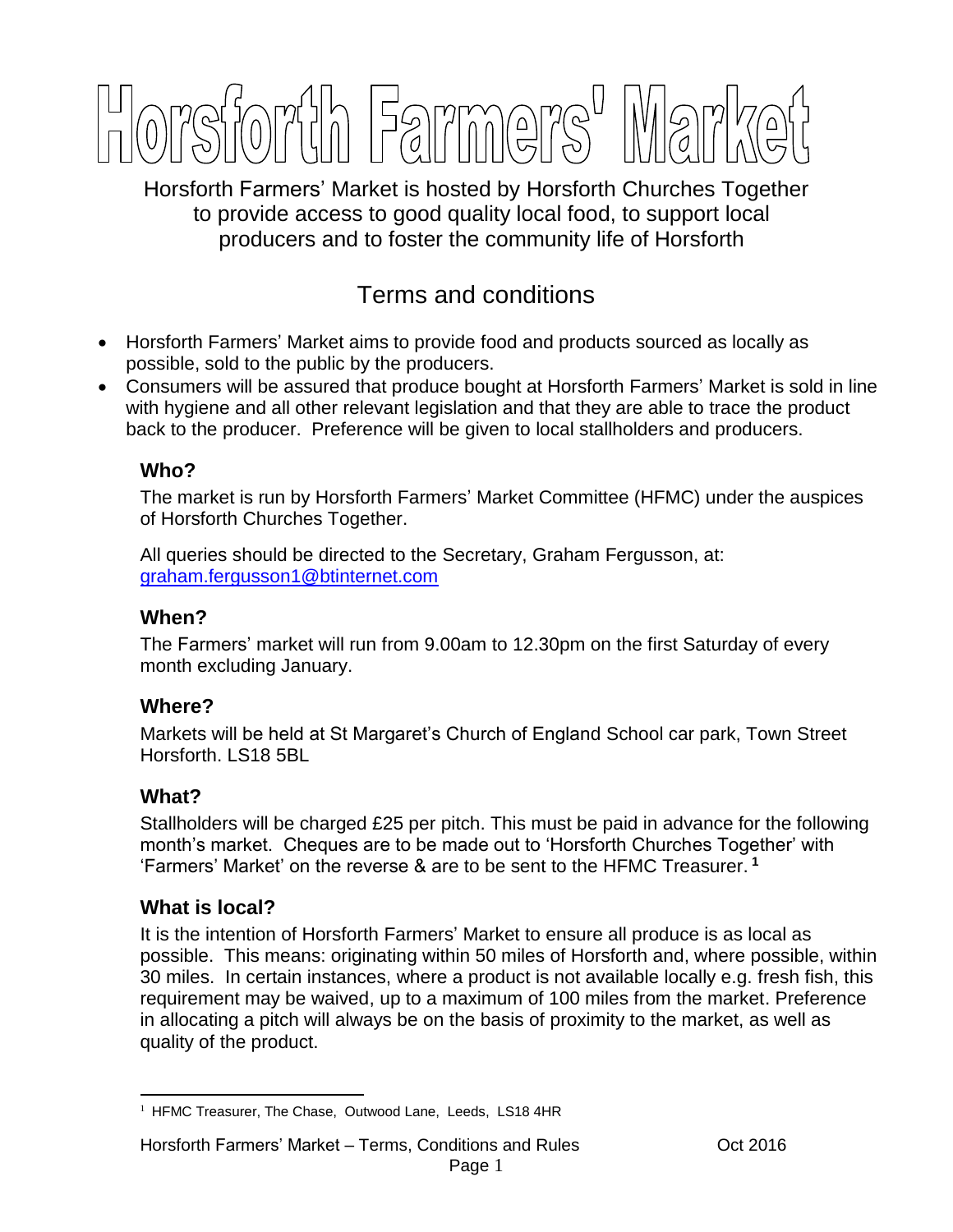# Horsforth Farmers' Market

Horsforth Farmers' Market is hosted by Horsforth Churches Together to provide access to good quality local food, to support local producers and to foster the community life of Horsforth

## Terms and conditions

- Horsforth Farmers' Market aims to provide food and products sourced as locally as possible, sold to the public by the producers.
- Consumers will be assured that produce bought at Horsforth Farmers' Market is sold in line with hygiene and all other relevant legislation and that they are able to trace the product back to the producer. Preference will be given to local stallholders and producers.

### Who?

The market is run by Horsforth Farmers' Market Committee (HFMC) under the auspices of Horsforth Churches Together.

All queries should be directed to the Secretary, Graham Fergusson, at: graham.fergusson1@btinternet.com

### When?

The Farmers' market will run from 9.00am to 12.30pm on the first Saturday of every month excluding January.

### Where?

Markets will be held at St Margaret's Church of England School car park, Town Street Horsforth. LS18 5BL

### What?

Stallholders will be charged £25 per pitch. This must be paid in advance for the following month's market. Cheques are to be made out to 'Horsforth Churches Together' with 'Farmers' Market' on the reverse & are to be sent to the HFMC Treasurer. [1]

### What is local?

It is the intention of Horsforth Farmers' Market to ensure all produce is as local as possible. This means: originating within 50 miles of Horsforth and, where possible, within 30 miles. In certain instances, where a product is not available locally e.g. fresh fish, this requirement may be waived, up to a maximum of 100 miles from the market. Preference in allocating a pitch will always be on the basis of proximity to the market, as well as quality of the product.

---

[1] HFMC Treasurer, The Chase, Outwood Lane, Leeds, LS18 4HR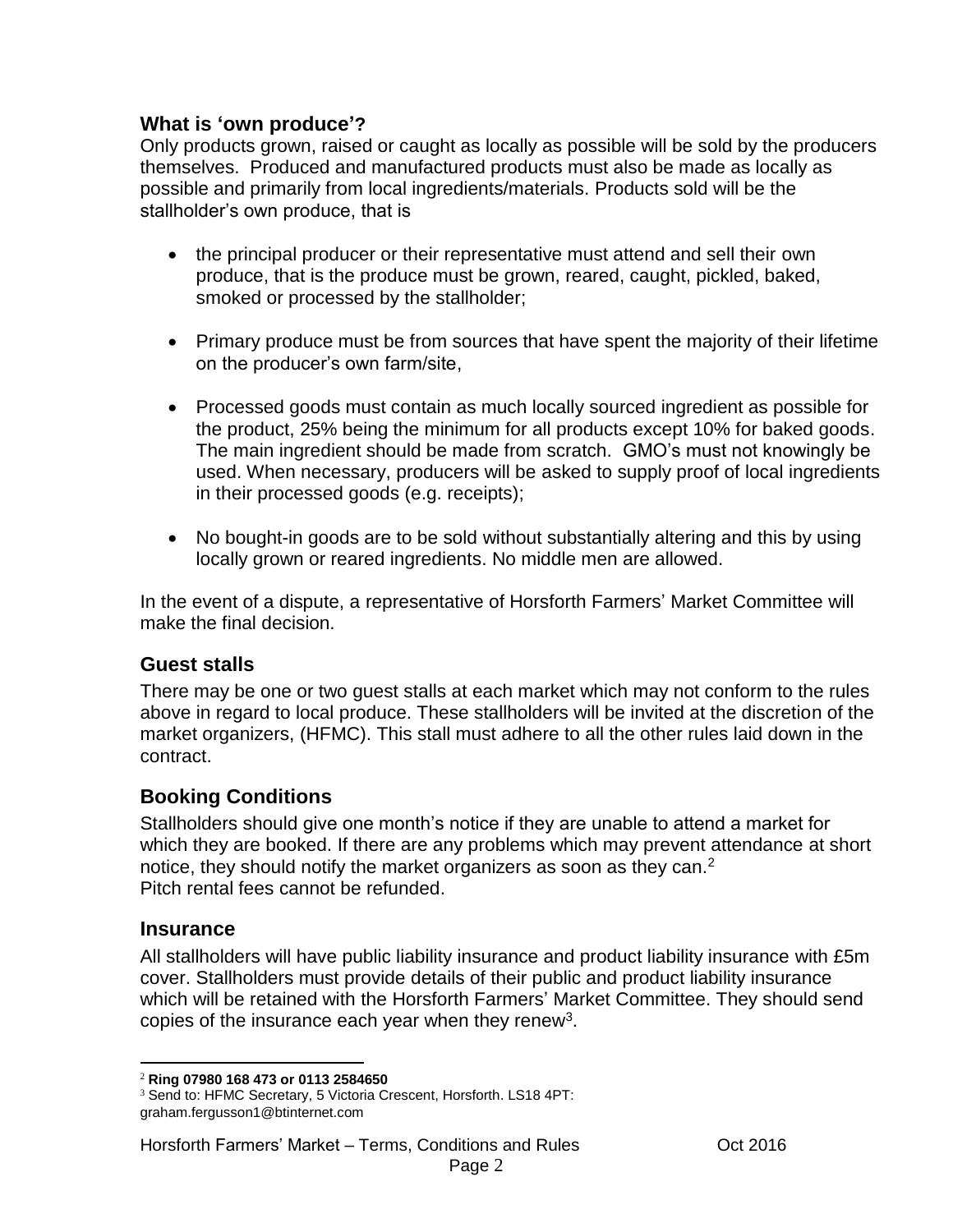### What is 'own produce'?

Only products grown, raised or caught as locally as possible will be sold by the producers themselves. Produced and manufactured products must also be made as locally as possible and primarily from local ingredients/materials. Products sold will be the stallholder's own produce, that is

- the principal producer or their representative must attend and sell their own produce, that is the produce must be grown, reared, caught, pickled, baked, smoked or processed by the stallholder;
- Primary produce must be from sources that have spent the majority of their lifetime on the producer's own farm/site,
- Processed goods must contain as much locally sourced ingredient as possible for the product, 25% being the minimum for all products except 10% for baked goods. The main ingredient should be made from scratch. GMO's must not knowingly be used. When necessary, producers will be asked to supply proof of local ingredients in their processed goods (e.g. receipts);
- No bought-in goods are to be sold without substantially altering and this by using locally grown or reared ingredients. No middle men are allowed.

In the event of a dispute, a representative of Horsforth Farmers' Market Committee will make the final decision.

## Guest stalls

There may be one or two guest stalls at each market which may not conform to the rules above in regard to local produce. These stallholders will be invited at the discretion of the market organizers, (HFMC). This stall must adhere to all the other rules laid down in the contract.

## Booking Conditions

Stallholders should give one month's notice if they are unable to attend a market for which they are booked. If there are any problems which may prevent attendance at short notice, they should notify the market organizers as soon as they can.[2]
Pitch rental fees cannot be refunded.

## Insurance

All stallholders will have public liability insurance and product liability insurance with £5m cover. Stallholders must provide details of their public and product liability insurance which will be retained with the Horsforth Farmers' Market Committee. They should send copies of the insurance each year when they renew[3].

---

[2] **Ring 07980 168 473 or 0113 2584650**

[3] Send to: HFMC Secretary, 5 Victoria Crescent, Horsforth. LS18 4PT: graham.fergusson1@btinternet.com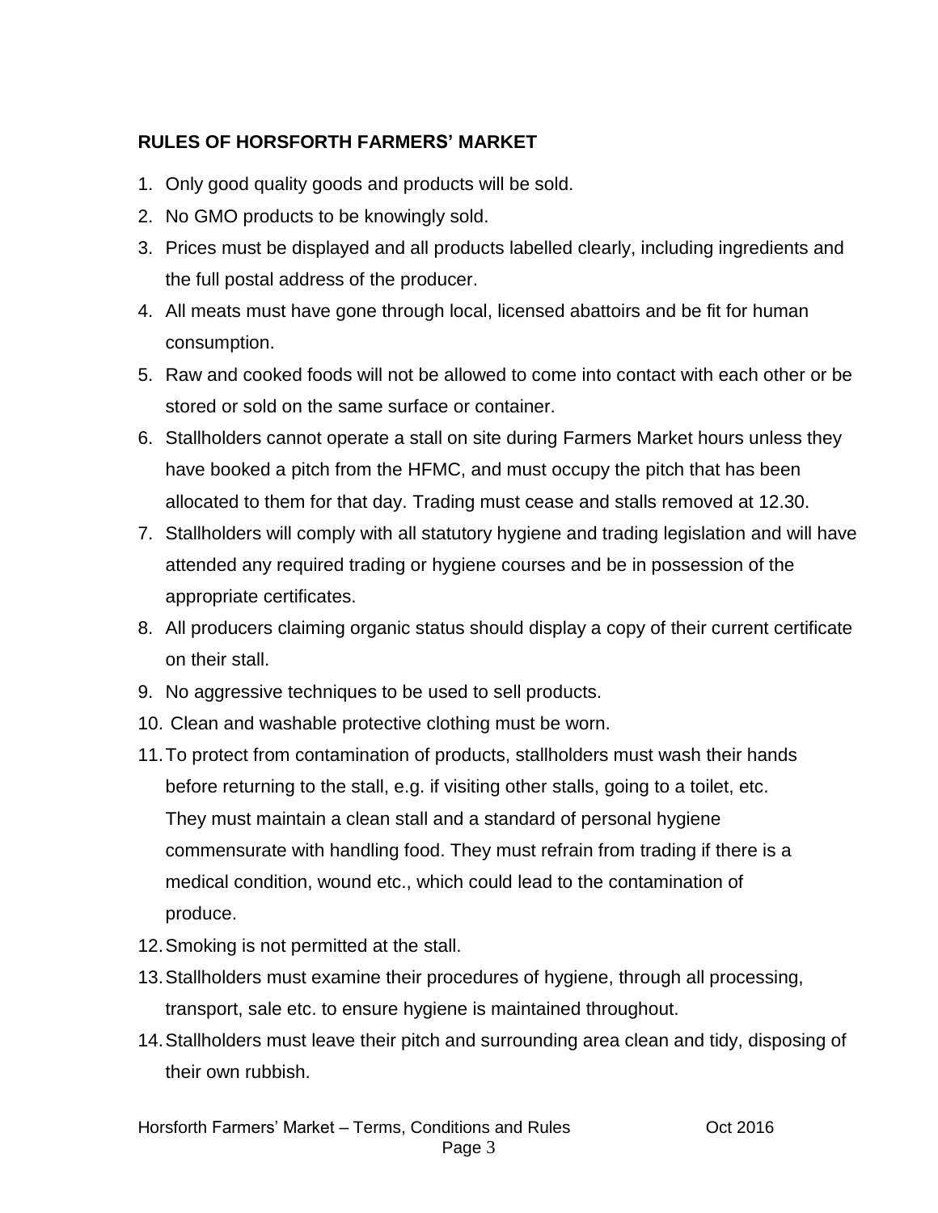**RULES OF HORSFORTH FARMERS' MARKET**

1. Only good quality goods and products will be sold.
2. No GMO products to be knowingly sold.
3. Prices must be displayed and all products labelled clearly, including ingredients and the full postal address of the producer.
4. All meats must have gone through local, licensed abattoirs and be fit for human consumption.
5. Raw and cooked foods will not be allowed to come into contact with each other or be stored or sold on the same surface or container.
6. Stallholders cannot operate a stall on site during Farmers Market hours unless they have booked a pitch from the HFMC, and must occupy the pitch that has been allocated to them for that day. Trading must cease and stalls removed at 12.30.
7. Stallholders will comply with all statutory hygiene and trading legislation and will have attended any required trading or hygiene courses and be in possession of the appropriate certificates.
8. All producers claiming organic status should display a copy of their current certificate on their stall.
9. No aggressive techniques to be used to sell products.
10. Clean and washable protective clothing must be worn.
11. To protect from contamination of products, stallholders must wash their hands before returning to the stall, e.g. if visiting other stalls, going to a toilet, etc. They must maintain a clean stall and a standard of personal hygiene commensurate with handling food. They must refrain from trading if there is a medical condition, wound etc., which could lead to the contamination of produce.
12. Smoking is not permitted at the stall.
13. Stallholders must examine their procedures of hygiene, through all processing, transport, sale etc. to ensure hygiene is maintained throughout.
14. Stallholders must leave their pitch and surrounding area clean and tidy, disposing of their own rubbish.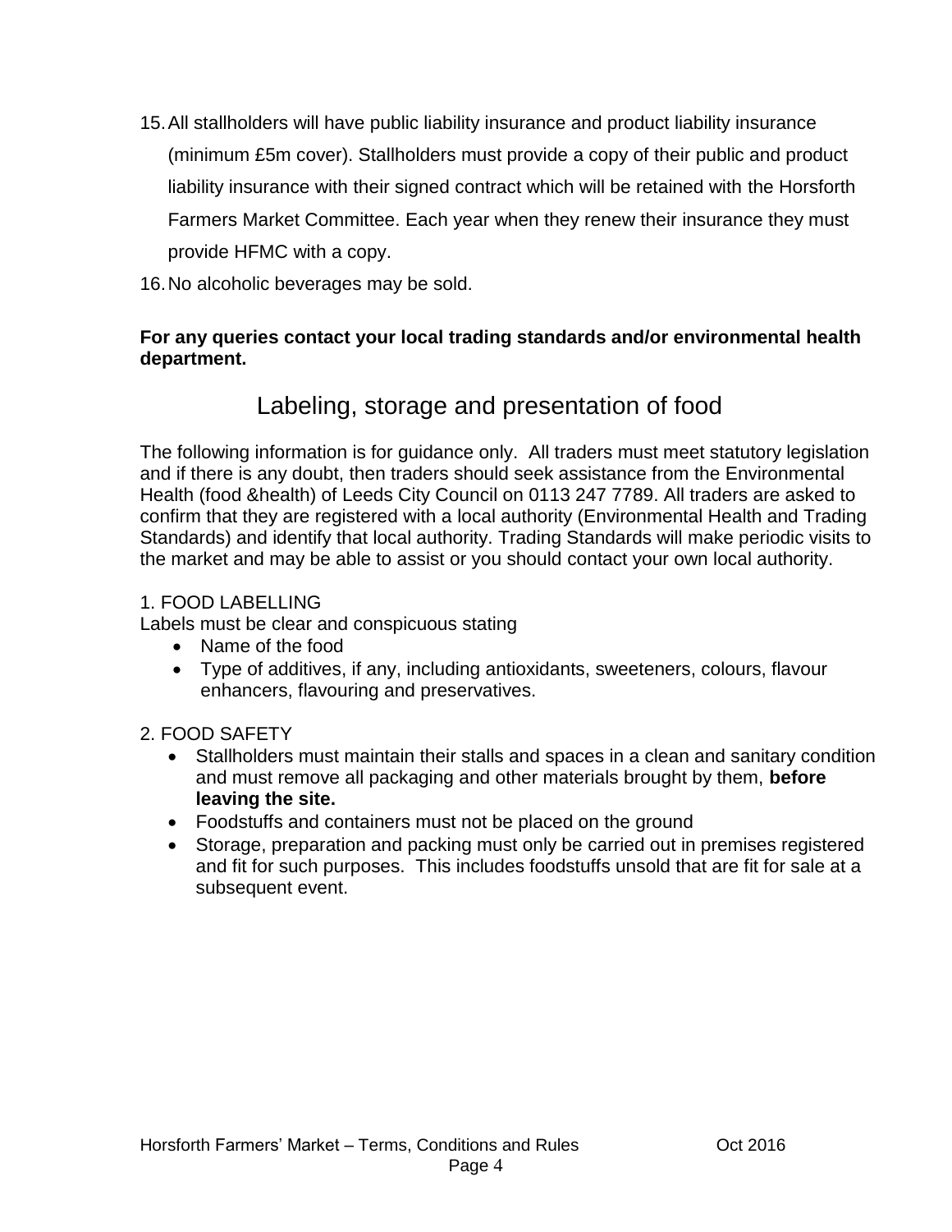15. All stallholders will have public liability insurance and product liability insurance (minimum £5m cover). Stallholders must provide a copy of their public and product liability insurance with their signed contract which will be retained with the Horsforth Farmers Market Committee. Each year when they renew their insurance they must provide HFMC with a copy.
16. No alcoholic beverages may be sold.

**For any queries contact your local trading standards and/or environmental health department.**

# Labeling, storage and presentation of food

The following information is for guidance only. All traders must meet statutory legislation and if there is any doubt, then traders should seek assistance from the Environmental Health (food &health) of Leeds City Council on 0113 247 7789. All traders are asked to confirm that they are registered with a local authority (Environmental Health and Trading Standards) and identify that local authority. Trading Standards will make periodic visits to the market and may be able to assist or you should contact your own local authority.

1. FOOD LABELLING

Labels must be clear and conspicuous stating

- Name of the food
- Type of additives, if any, including antioxidants, sweeteners, colours, flavour enhancers, flavouring and preservatives.

2. FOOD SAFETY

- Stallholders must maintain their stalls and spaces in a clean and sanitary condition and must remove all packaging and other materials brought by them, **before leaving the site.**
- Foodstuffs and containers must not be placed on the ground
- Storage, preparation and packing must only be carried out in premises registered and fit for such purposes. This includes foodstuffs unsold that are fit for sale at a subsequent event.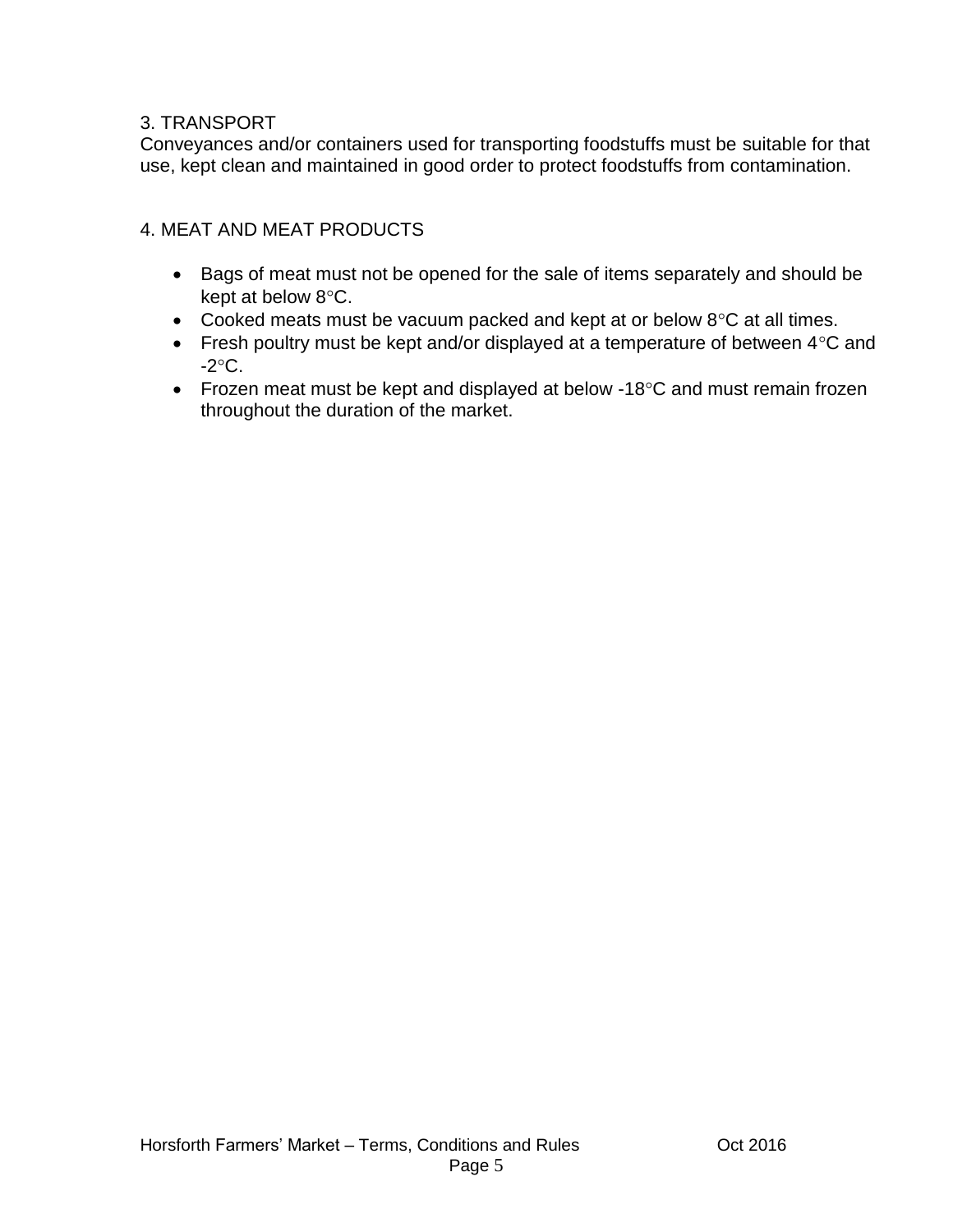## 3. TRANSPORT

Conveyances and/or containers used for transporting foodstuffs must be suitable for that use, kept clean and maintained in good order to protect foodstuffs from contamination.

## 4. MEAT AND MEAT PRODUCTS

- Bags of meat must not be opened for the sale of items separately and should be kept at below 8°C.
- Cooked meats must be vacuum packed and kept at or below 8°C at all times.
- Fresh poultry must be kept and/or displayed at a temperature of between 4°C and -2°C.
- Frozen meat must be kept and displayed at below -18°C and must remain frozen throughout the duration of the market.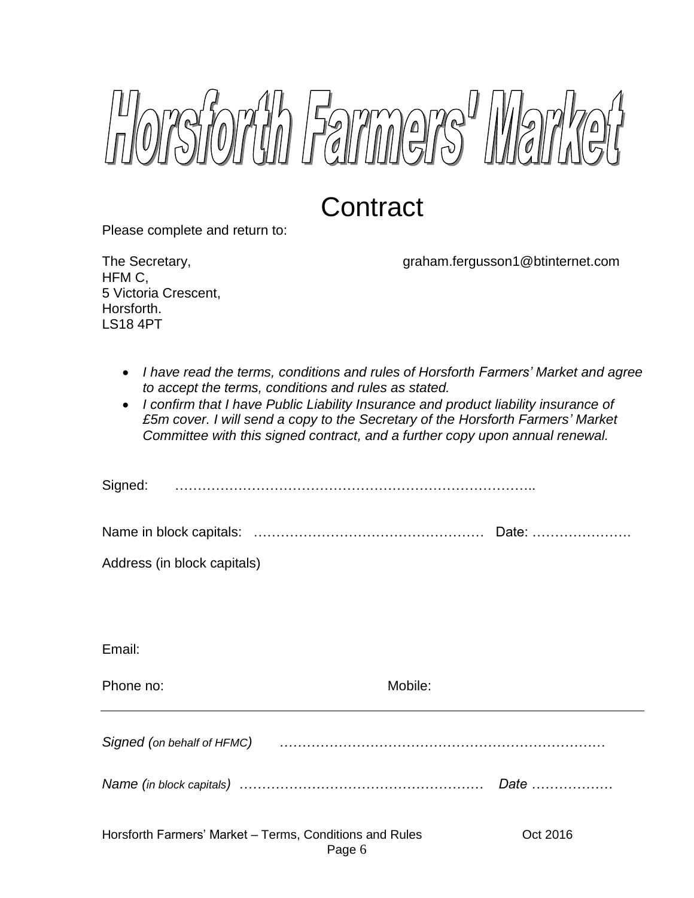# Horsforth Farmers' Market

## Contract

Please complete and return to:

The Secretary,
HFM C,
5 Victoria Crescent,
Horsforth.
LS18 4PT

graham.fergusson1@btinternet.com

- *I have read the terms, conditions and rules of Horsforth Farmers' Market and agree to accept the terms, conditions and rules as stated.*
- *I confirm that I have Public Liability Insurance and product liability insurance of £5m cover. I will send a copy to the Secretary of the Horsforth Farmers' Market Committee with this signed contract, and a further copy upon annual renewal.*

Signed: ……………………………………………………………………..

Name in block capitals: …………………………………………… Date: ………………….

Address (in block capitals)

Email:

Phone no: Mobile:

---

*Signed (on behalf of HFMC)* ……………………………………………………………….

*Name (in block capitals)* ……………………………………………… *Date* ………………

Horsforth Farmers' Market – Terms, Conditions and Rules Oct 2016